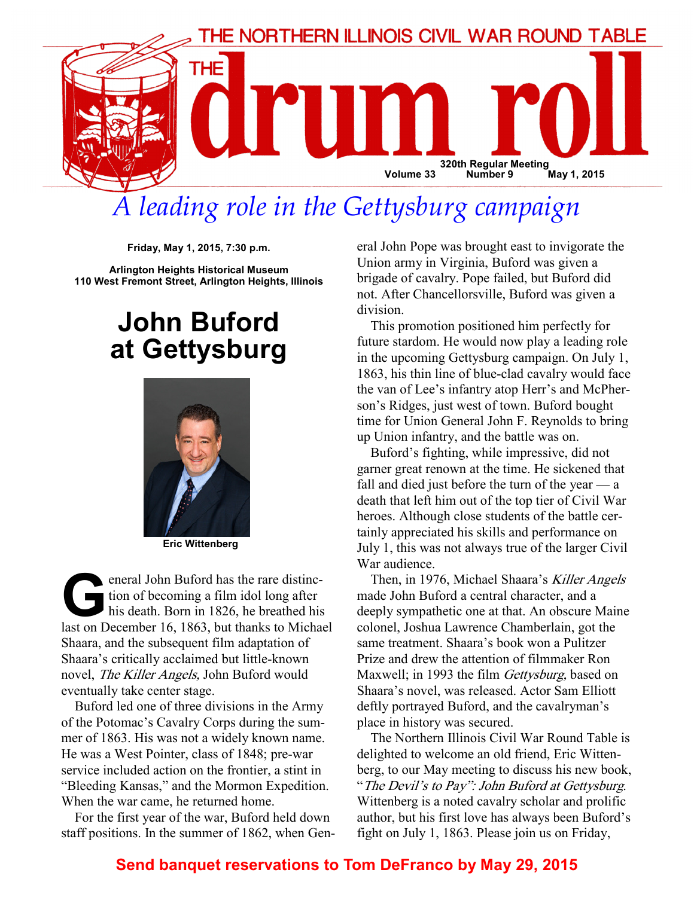# THE NORTHERN ILLINOIS CIVIL WAR ROUND TABLE

# THE drum roll

320th Regular Meeting

Volume 33 Number 9 May 1, 2015

## *A leading role in the Gettysburg campaign*

**Friday, May 1, 2015, 7:30 p.m.**

**Arlington Heights Historical Museum**
**110 West Fremont Street, Arlington Heights, Illinois**

# John Buford at Gettysburg

**Eric Wittenberg**

General John Buford has the rare distinction of becoming a film idol long after his death. Born in 1826, he breathed his last on December 16, 1863, but thanks to Michael Shaara, and the subsequent film adaptation of Shaara's critically acclaimed but little-known novel, *The Killer Angels,* John Buford would eventually take center stage.

Buford led one of three divisions in the Army of the Potomac's Cavalry Corps during the summer of 1863. His was not a widely known name. He was a West Pointer, class of 1848; pre-war service included action on the frontier, a stint in "Bleeding Kansas," and the Mormon Expedition. When the war came, he returned home.

For the first year of the war, Buford held down staff positions. In the summer of 1862, when General John Pope was brought east to invigorate the Union army in Virginia, Buford was given a brigade of cavalry. Pope failed, but Buford did not. After Chancellorsville, Buford was given a division.

This promotion positioned him perfectly for future stardom. He would now play a leading role in the upcoming Gettysburg campaign. On July 1, 1863, his thin line of blue-clad cavalry would face the van of Lee's infantry atop Herr's and McPherson's Ridges, just west of town. Buford bought time for Union General John F. Reynolds to bring up Union infantry, and the battle was on.

Buford's fighting, while impressive, did not garner great renown at the time. He sickened that fall and died just before the turn of the year — a death that left him out of the top tier of Civil War heroes. Although close students of the battle certainly appreciated his skills and performance on July 1, this was not always true of the larger Civil War audience.

Then, in 1976, Michael Shaara's *Killer Angels* made John Buford a central character, and a deeply sympathetic one at that. An obscure Maine colonel, Joshua Lawrence Chamberlain, got the same treatment. Shaara's book won a Pulitzer Prize and drew the attention of filmmaker Ron Maxwell; in 1993 the film *Gettysburg,* based on Shaara's novel, was released. Actor Sam Elliott deftly portrayed Buford, and the cavalryman's place in history was secured.

The Northern Illinois Civil War Round Table is delighted to welcome an old friend, Eric Wittenberg, to our May meeting to discuss his new book, "*The Devil's to Pay": John Buford at Gettysburg.* Wittenberg is a noted cavalry scholar and prolific author, but his first love has always been Buford's fight on July 1, 1863. Please join us on Friday,

**Send banquet reservations to Tom DeFranco by May 29, 2015**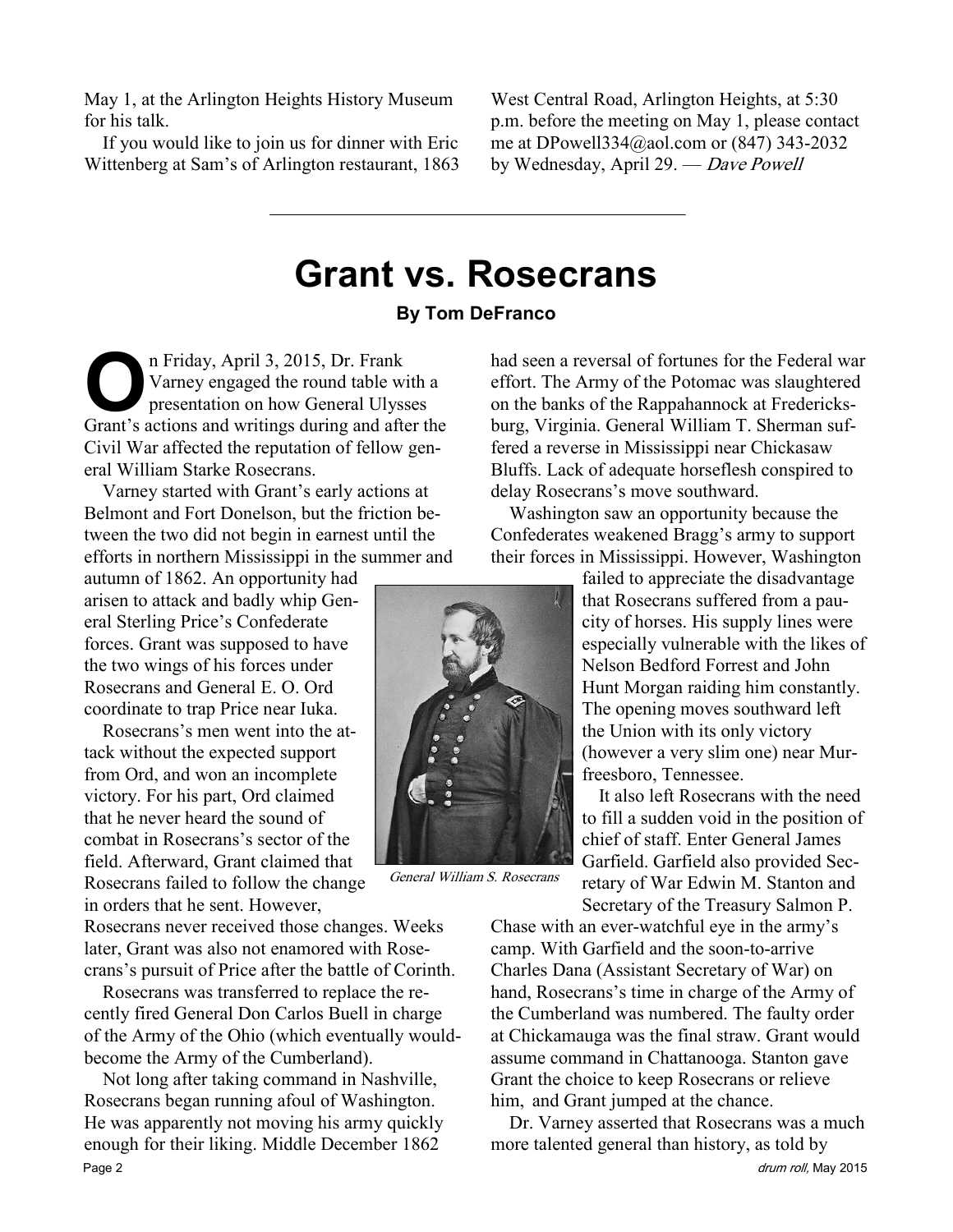May 1, at the Arlington Heights History Museum for his talk.

If you would like to join us for dinner with Eric Wittenberg at Sam's of Arlington restaurant, 1863 West Central Road, Arlington Heights, at 5:30 p.m. before the meeting on May 1, please contact me at DPowell334@aol.com or (847) 343-2032 by Wednesday, April 29. — *Dave Powell*

---

# Grant vs. Rosecrans

**By Tom DeFranco**

On Friday, April 3, 2015, Dr. Frank Varney engaged the round table with a presentation on how General Ulysses Grant's actions and writings during and after the Civil War affected the reputation of fellow general William Starke Rosecrans.

Varney started with Grant's early actions at Belmont and Fort Donelson, but the friction between the two did not begin in earnest until the efforts in northern Mississippi in the summer and autumn of 1862. An opportunity had arisen to attack and badly whip General Sterling Price's Confederate forces. Grant was supposed to have the two wings of his forces under Rosecrans and General E. O. Ord coordinate to trap Price near Iuka.

Rosecrans's men went into the attack without the expected support from Ord, and won an incomplete victory. For his part, Ord claimed that he never heard the sound of combat in Rosecrans's sector of the field. Afterward, Grant claimed that Rosecrans failed to follow the change in orders that he sent. However, Rosecrans never received those changes. Weeks later, Grant was also not enamored with Rosecrans's pursuit of Price after the battle of Corinth.

Rosecrans was transferred to replace the recently fired General Don Carlos Buell in charge of the Army of the Ohio (which eventually wouldbecome the Army of the Cumberland).

Not long after taking command in Nashville, Rosecrans began running afoul of Washington. He was apparently not moving his army quickly enough for their liking. Middle December 1862 had seen a reversal of fortunes for the Federal war effort. The Army of the Potomac was slaughtered on the banks of the Rappahannock at Fredericksburg, Virginia. General William T. Sherman suffered a reverse in Mississippi near Chickasaw Bluffs. Lack of adequate horseflesh conspired to delay Rosecrans's move southward.

*General William S. Rosecrans*

Washington saw an opportunity because the Confederates weakened Bragg's army to support their forces in Mississippi. However, Washington failed to appreciate the disadvantage that Rosecrans suffered from a paucity of horses. His supply lines were especially vulnerable with the likes of Nelson Bedford Forrest and John Hunt Morgan raiding him constantly. The opening moves southward left the Union with its only victory (however a very slim one) near Murfreesboro, Tennessee.

It also left Rosecrans with the need to fill a sudden void in the position of chief of staff. Enter General James Garfield. Garfield also provided Secretary of War Edwin M. Stanton and Secretary of the Treasury Salmon P. Chase with an ever-watchful eye in the army's camp. With Garfield and the soon-to-arrive Charles Dana (Assistant Secretary of War) on hand, Rosecrans's time in charge of the Army of the Cumberland was numbered. The faulty order at Chickamauga was the final straw. Grant would assume command in Chattanooga. Stanton gave Grant the choice to keep Rosecrans or relieve him, and Grant jumped at the chance.

Dr. Varney asserted that Rosecrans was a much more talented general than history, as told by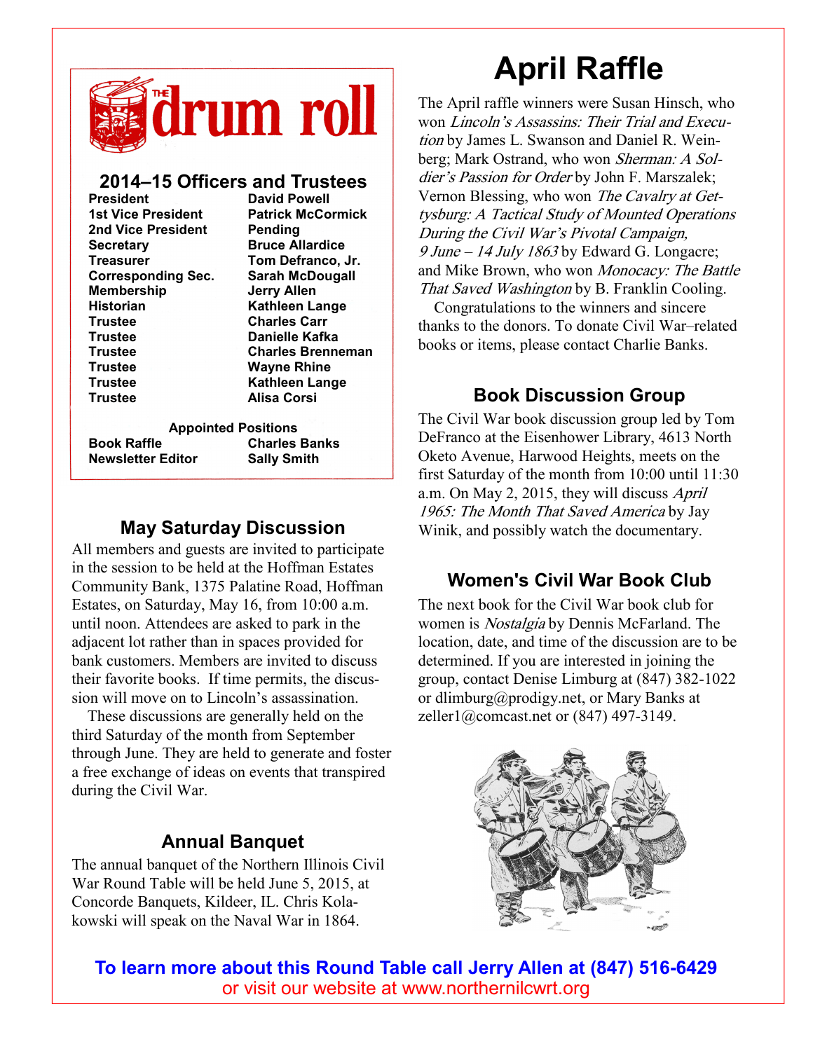# THE drum roll

## 2014–15 Officers and Trustees

| | |
|---|---|
| **President** | **David Powell** |
| **1st Vice President** | **Patrick McCormick** |
| **2nd Vice President** | **Pending** |
| **Secretary** | **Bruce Allardice** |
| **Treasurer** | **Tom Defranco, Jr.** |
| **Corresponding Sec.** | **Sarah McDougall** |
| **Membership** | **Jerry Allen** |
| **Historian** | **Kathleen Lange** |
| **Trustee** | **Charles Carr** |
| **Trustee** | **Danielle Kafka** |
| **Trustee** | **Charles Brenneman** |
| **Trustee** | **Wayne Rhine** |
| **Trustee** | **Kathleen Lange** |
| **Trustee** | **Alisa Corsi** |

**Appointed Positions**

| | |
|---|---|
| **Book Raffle** | **Charles Banks** |
| **Newsletter Editor** | **Sally Smith** |

## May Saturday Discussion

All members and guests are invited to participate in the session to be held at the Hoffman Estates Community Bank, 1375 Palatine Road, Hoffman Estates, on Saturday, May 16, from 10:00 a.m. until noon. Attendees are asked to park in the adjacent lot rather than in spaces provided for bank customers. Members are invited to discuss their favorite books. If time permits, the discussion will move on to Lincoln's assassination.

These discussions are generally held on the third Saturday of the month from September through June. They are held to generate and foster a free exchange of ideas on events that transpired during the Civil War.

## Annual Banquet

The annual banquet of the Northern Illinois Civil War Round Table will be held June 5, 2015, at Concorde Banquets, Kildeer, IL. Chris Kolakowski will speak on the Naval War in 1864.

# April Raffle

The April raffle winners were Susan Hinsch, who won *Lincoln's Assassins: Their Trial and Execution* by James L. Swanson and Daniel R. Weinberg; Mark Ostrand, who won *Sherman: A Soldier's Passion for Order* by John F. Marszalek; Vernon Blessing, who won *The Cavalry at Gettysburg: A Tactical Study of Mounted Operations During the Civil War's Pivotal Campaign, 9 June – 14 July 1863* by Edward G. Longacre; and Mike Brown, who won *Monocacy: The Battle That Saved Washington* by B. Franklin Cooling.

Congratulations to the winners and sincere thanks to the donors. To donate Civil War–related books or items, please contact Charlie Banks.

## Book Discussion Group

The Civil War book discussion group led by Tom DeFranco at the Eisenhower Library, 4613 North Oketo Avenue, Harwood Heights, meets on the first Saturday of the month from 10:00 until 11:30 a.m. On May 2, 2015, they will discuss *April 1965: The Month That Saved America* by Jay Winik, and possibly watch the documentary.

## Women's Civil War Book Club

The next book for the Civil War book club for women is *Nostalgia* by Dennis McFarland. The location, date, and time of the discussion are to be determined. If you are interested in joining the group, contact Denise Limburg at (847) 382-1022 or dlimburg@prodigy.net, or Mary Banks at zeller1@comcast.net or (847) 497-3149.

**To learn more about this Round Table call Jerry Allen at (847) 516-6429**
or visit our website at www.northernilcwrt.org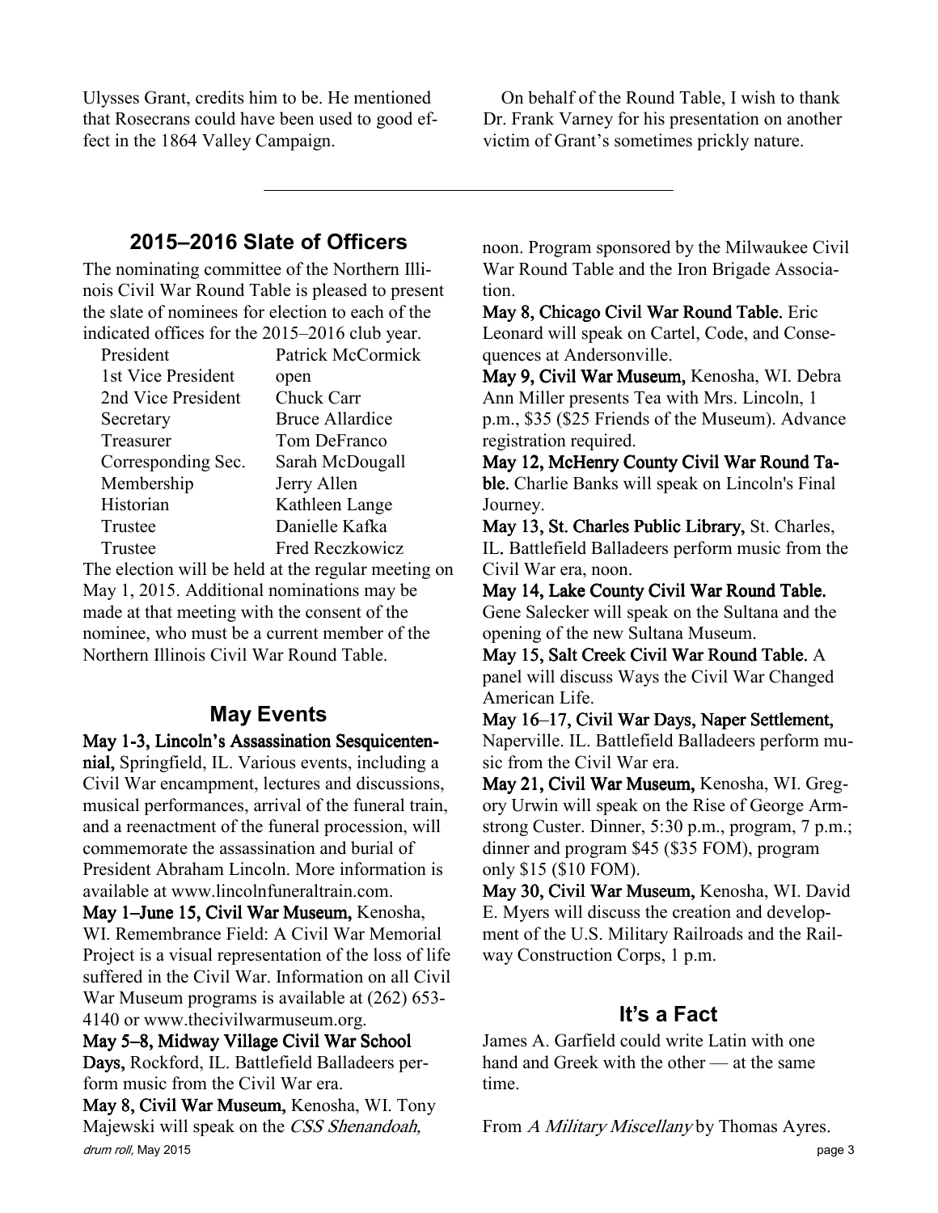Ulysses Grant, credits him to be. He mentioned that Rosecrans could have been used to good effect in the 1864 Valley Campaign.

On behalf of the Round Table, I wish to thank Dr. Frank Varney for his presentation on another victim of Grant's sometimes prickly nature.

---

## 2015–2016 Slate of Officers

The nominating committee of the Northern Illinois Civil War Round Table is pleased to present the slate of nominees for election to each of the indicated offices for the 2015–2016 club year.

| | |
|---|---|
| President | Patrick McCormick |
| 1st Vice President | open |
| 2nd Vice President | Chuck Carr |
| Secretary | Bruce Allardice |
| Treasurer | Tom DeFranco |
| Corresponding Sec. | Sarah McDougall |
| Membership | Jerry Allen |
| Historian | Kathleen Lange |
| Trustee | Danielle Kafka |
| Trustee | Fred Reczkowicz |

The election will be held at the regular meeting on May 1, 2015. Additional nominations may be made at that meeting with the consent of the nominee, who must be a current member of the Northern Illinois Civil War Round Table.

## May Events

**May 1-3, Lincoln's Assassination Sesquicentennial,** Springfield, IL. Various events, including a Civil War encampment, lectures and discussions, musical performances, arrival of the funeral train, and a reenactment of the funeral procession, will commemorate the assassination and burial of President Abraham Lincoln. More information is available at www.lincolnfuneraltrain.com.

**May 1–June 15, Civil War Museum,** Kenosha, WI. Remembrance Field: A Civil War Memorial Project is a visual representation of the loss of life suffered in the Civil War. Information on all Civil War Museum programs is available at (262) 653-4140 or www.thecivilwarmuseum.org.

**May 5–8, Midway Village Civil War School Days,** Rockford, IL. Battlefield Balladeers perform music from the Civil War era.

**May 8, Civil War Museum,** Kenosha, WI. Tony Majewski will speak on the *CSS Shenandoah,* noon. Program sponsored by the Milwaukee Civil War Round Table and the Iron Brigade Association.

**May 8, Chicago Civil War Round Table.** Eric Leonard will speak on Cartel, Code, and Consequences at Andersonville.

**May 9, Civil War Museum,** Kenosha, WI. Debra Ann Miller presents Tea with Mrs. Lincoln, 1 p.m., $35 ($25 Friends of the Museum). Advance registration required.

**May 12, McHenry County Civil War Round Table.** Charlie Banks will speak on Lincoln's Final Journey.

**May 13, St. Charles Public Library,** St. Charles, IL. Battlefield Balladeers perform music from the Civil War era, noon.

**May 14, Lake County Civil War Round Table.** Gene Salecker will speak on the Sultana and the opening of the new Sultana Museum.

**May 15, Salt Creek Civil War Round Table.** A panel will discuss Ways the Civil War Changed American Life.

**May 16–17, Civil War Days, Naper Settlement,** Naperville. IL. Battlefield Balladeers perform music from the Civil War era.

**May 21, Civil War Museum,** Kenosha, WI. Gregory Urwin will speak on the Rise of George Armstrong Custer. Dinner, 5:30 p.m., program, 7 p.m.; dinner and program $45 ($35 FOM), program only $15 ($10 FOM).

**May 30, Civil War Museum,** Kenosha, WI. David E. Myers will discuss the creation and development of the U.S. Military Railroads and the Railway Construction Corps, 1 p.m.

## It's a Fact

James A. Garfield could write Latin with one hand and Greek with the other — at the same time.

From *A Military Miscellany* by Thomas Ayres.